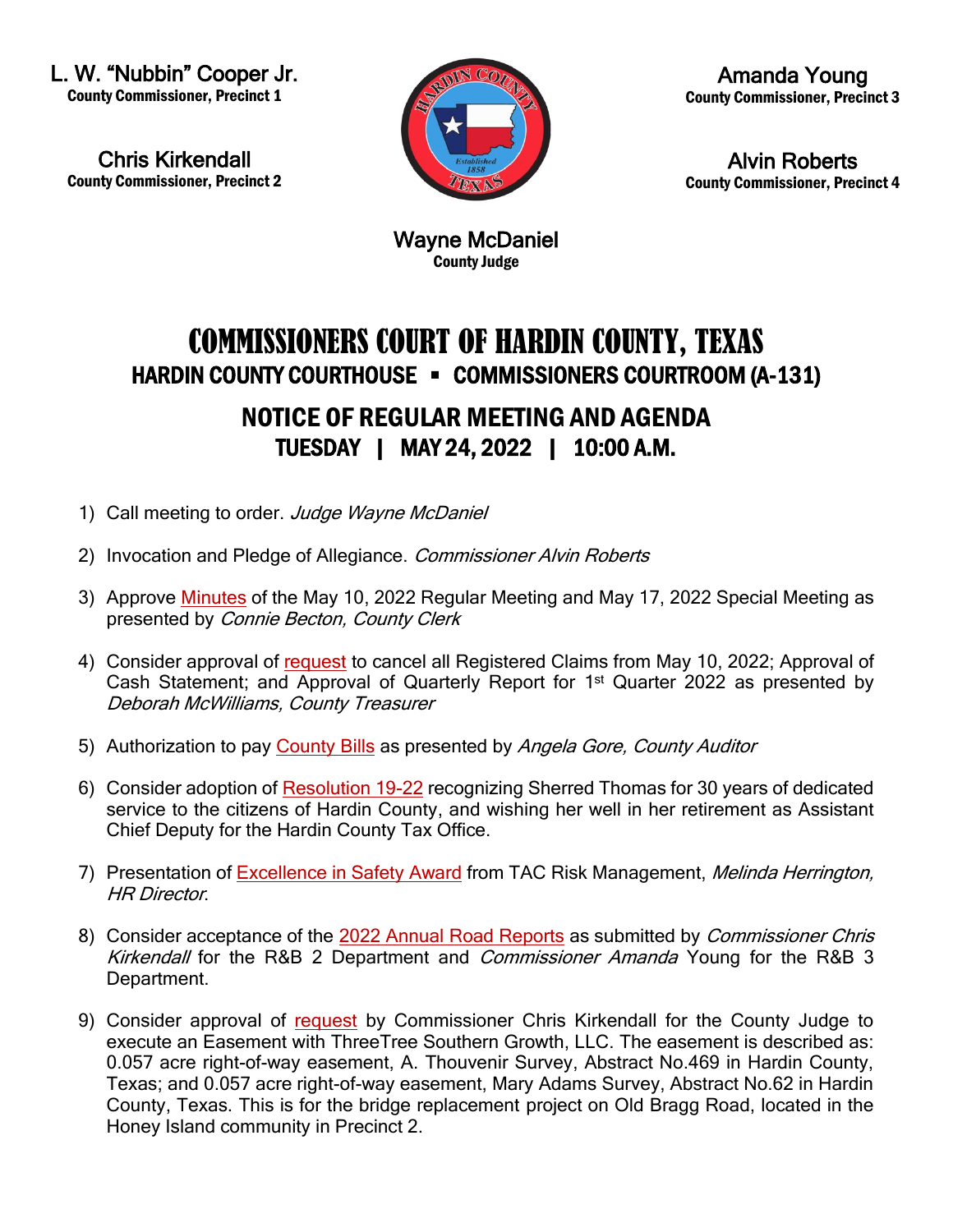L. W. "Nubbin" Cooper Jr.
**County Commissioner, Precinct 1**

Chris Kirkendall
**County Commissioner, Precinct 2**

Amanda Young
**County Commissioner, Precinct 3**

Alvin Roberts
**County Commissioner, Precinct 4**

Wayne McDaniel
**County Judge**

# COMMISSIONERS COURT OF HARDIN COUNTY, TEXAS

## HARDIN COUNTY COURTHOUSE ▪ COMMISSIONERS COURTROOM (A-131)

## NOTICE OF REGULAR MEETING AND AGENDA

### TUESDAY | MAY 24, 2022 | 10:00 A.M.

1) Call meeting to order. *Judge Wayne McDaniel*

2) Invocation and Pledge of Allegiance. *Commissioner Alvin Roberts*

3) Approve Minutes of the May 10, 2022 Regular Meeting and May 17, 2022 Special Meeting as presented by *Connie Becton, County Clerk*

4) Consider approval of request to cancel all Registered Claims from May 10, 2022; Approval of Cash Statement; and Approval of Quarterly Report for 1st Quarter 2022 as presented by *Deborah McWilliams, County Treasurer*

5) Authorization to pay County Bills as presented by *Angela Gore, County Auditor*

6) Consider adoption of Resolution 19-22 recognizing Sherred Thomas for 30 years of dedicated service to the citizens of Hardin County, and wishing her well in her retirement as Assistant Chief Deputy for the Hardin County Tax Office.

7) Presentation of Excellence in Safety Award from TAC Risk Management, *Melinda Herrington, HR Director*.

8) Consider acceptance of the 2022 Annual Road Reports as submitted by *Commissioner Chris Kirkendall* for the R&B 2 Department and *Commissioner Amanda* Young for the R&B 3 Department.

9) Consider approval of request by Commissioner Chris Kirkendall for the County Judge to execute an Easement with ThreeTree Southern Growth, LLC. The easement is described as: 0.057 acre right-of-way easement, A. Thouvenir Survey, Abstract No.469 in Hardin County, Texas; and 0.057 acre right-of-way easement, Mary Adams Survey, Abstract No.62 in Hardin County, Texas. This is for the bridge replacement project on Old Bragg Road, located in the Honey Island community in Precinct 2.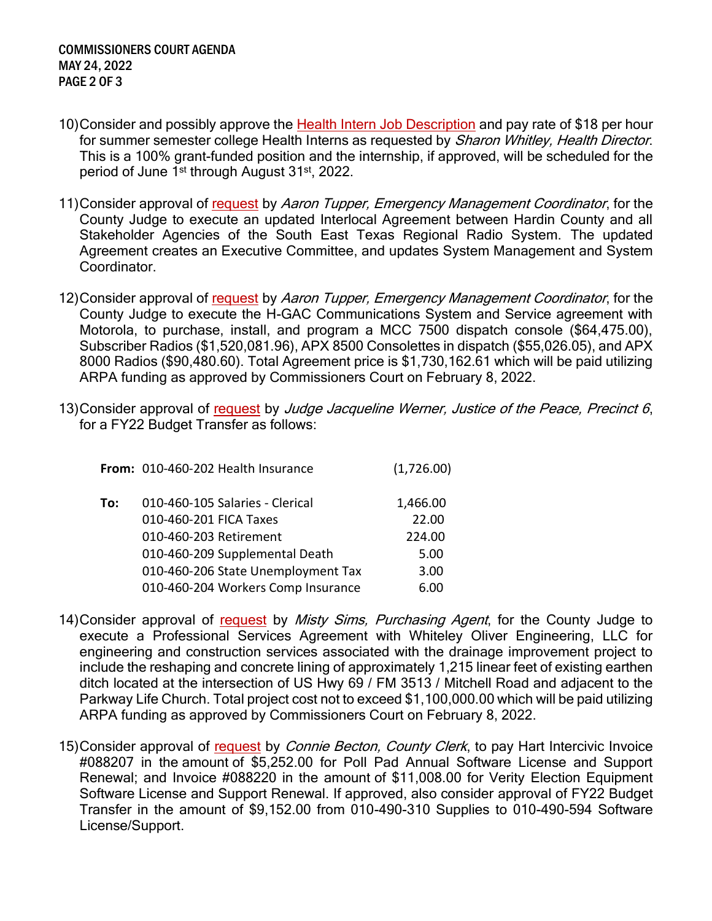10) Consider and possibly approve the Health Intern Job Description and pay rate of $18 per hour for summer semester college Health Interns as requested by *Sharon Whitley, Health Director*. This is a 100% grant-funded position and the internship, if approved, will be scheduled for the period of June 1st through August 31st, 2022.

11) Consider approval of request by *Aaron Tupper, Emergency Management Coordinator*, for the County Judge to execute an updated Interlocal Agreement between Hardin County and all Stakeholder Agencies of the South East Texas Regional Radio System. The updated Agreement creates an Executive Committee, and updates System Management and System Coordinator.

12) Consider approval of request by *Aaron Tupper, Emergency Management Coordinator*, for the County Judge to execute the H-GAC Communications System and Service agreement with Motorola, to purchase, install, and program a MCC 7500 dispatch console ($64,475.00), Subscriber Radios ($1,520,081.96), APX 8500 Consolettes in dispatch ($55,026.05), and APX 8000 Radios ($90,480.60). Total Agreement price is $1,730,162.61 which will be paid utilizing ARPA funding as approved by Commissioners Court on February 8, 2022.

13) Consider approval of request by *Judge Jacqueline Werner, Justice of the Peace, Precinct 6*, for a FY22 Budget Transfer as follows:

| | | |
|---|---|---|
| **From:** | 010-460-202 Health Insurance | (1,726.00) |
| **To:** | 010-460-105 Salaries - Clerical | 1,466.00 |
| | 010-460-201 FICA Taxes | 22.00 |
| | 010-460-203 Retirement | 224.00 |
| | 010-460-209 Supplemental Death | 5.00 |
| | 010-460-206 State Unemployment Tax | 3.00 |
| | 010-460-204 Workers Comp Insurance | 6.00 |

14) Consider approval of request by *Misty Sims, Purchasing Agent*, for the County Judge to execute a Professional Services Agreement with Whiteley Oliver Engineering, LLC for engineering and construction services associated with the drainage improvement project to include the reshaping and concrete lining of approximately 1,215 linear feet of existing earthen ditch located at the intersection of US Hwy 69 / FM 3513 / Mitchell Road and adjacent to the Parkway Life Church. Total project cost not to exceed $1,100,000.00 which will be paid utilizing ARPA funding as approved by Commissioners Court on February 8, 2022.

15) Consider approval of request by *Connie Becton, County Clerk*, to pay Hart Intercivic Invoice #088207 in the amount of $5,252.00 for Poll Pad Annual Software License and Support Renewal; and Invoice #088220 in the amount of $11,008.00 for Verity Election Equipment Software License and Support Renewal. If approved, also consider approval of FY22 Budget Transfer in the amount of $9,152.00 from 010-490-310 Supplies to 010-490-594 Software License/Support.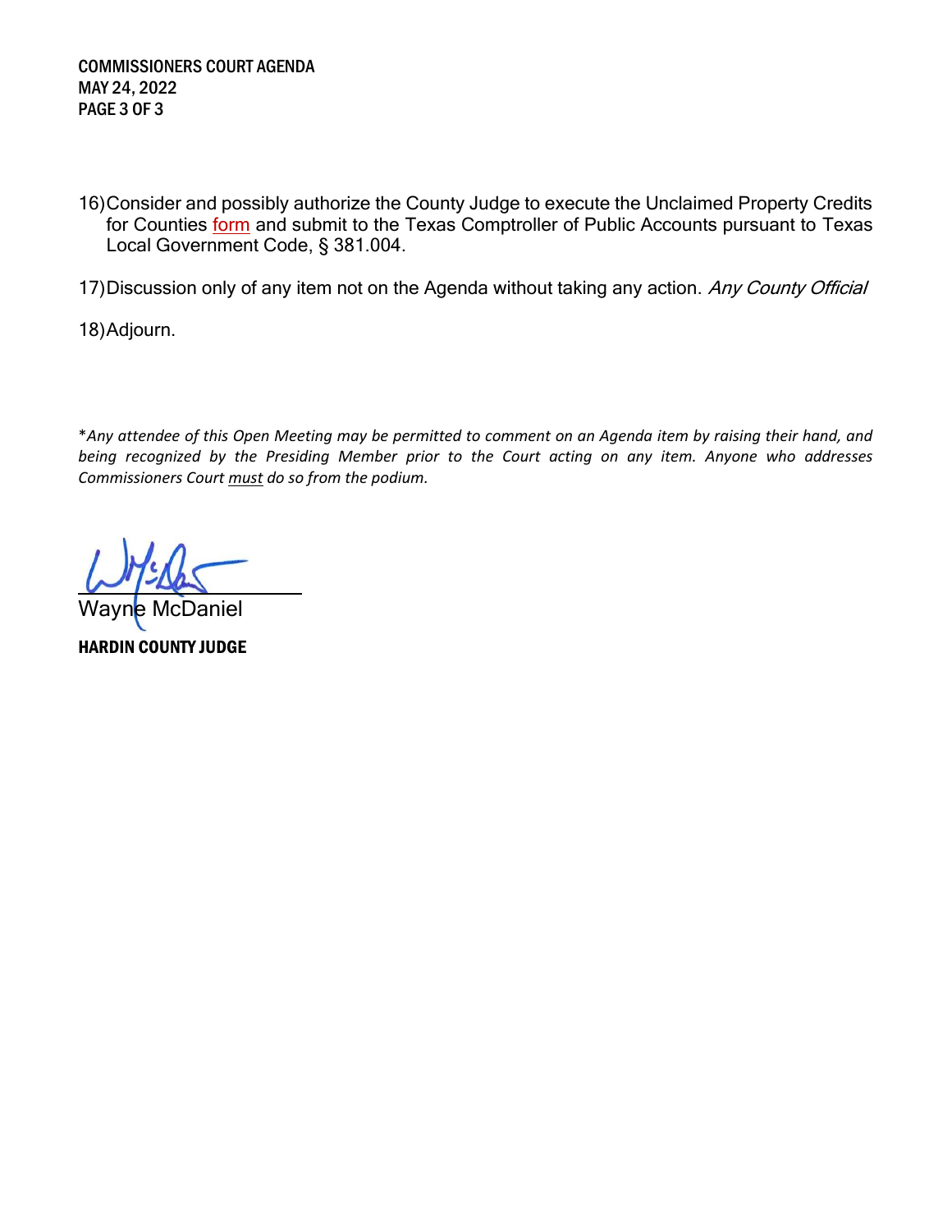16) Consider and possibly authorize the County Judge to execute the Unclaimed Property Credits for Counties form and submit to the Texas Comptroller of Public Accounts pursuant to Texas Local Government Code, § 381.004.

17) Discussion only of any item not on the Agenda without taking any action. *Any County Official*

18) Adjourn.

**Any attendee of this Open Meeting may be permitted to comment on an Agenda item by raising their hand, and being recognized by the Presiding Member prior to the Court acting on any item. Anyone who addresses Commissioners Court must do so from the podium.*

Wayne McDaniel

**HARDIN COUNTY JUDGE**